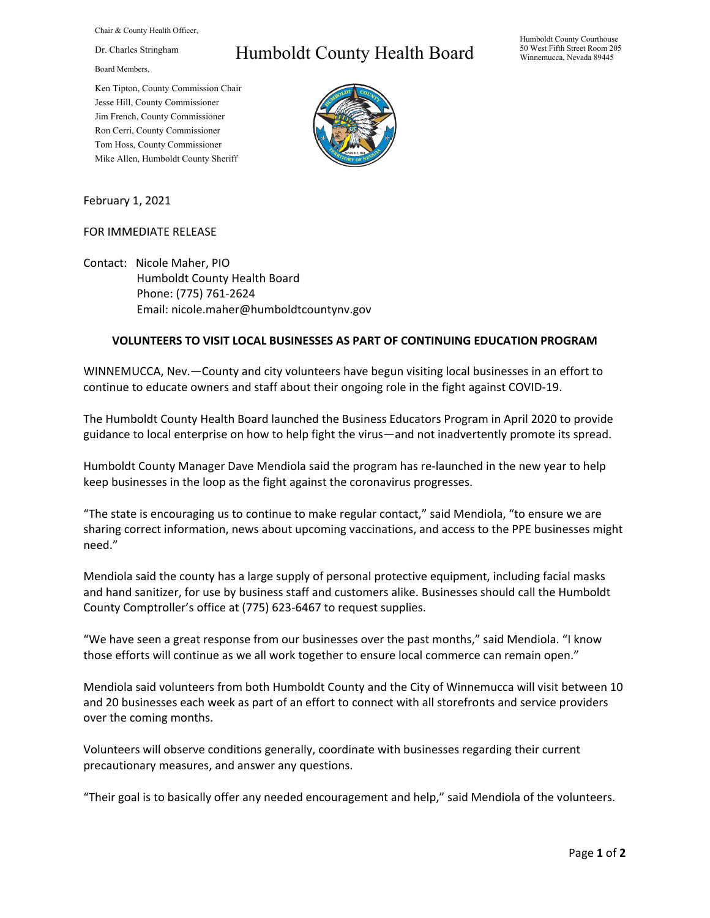Chair & County Health Officer,

Dr. Charles Stringham

Board Members,

Ken Tipton, County Commission Chair
Jesse Hill, County Commissioner
Jim French, County Commissioner
Ron Cerri, County Commissioner
Tom Hoss, County Commissioner
Mike Allen, Humboldt County Sheriff

# Humboldt County Health Board

Humboldt County Courthouse
50 West Fifth Street Room 205
Winnemucca, Nevada 89445

February 1, 2021

FOR IMMEDIATE RELEASE

Contact: Nicole Maher, PIO
Humboldt County Health Board
Phone: (775) 761-2624
Email: nicole.maher@humboldtcountynv.gov

## VOLUNTEERS TO VISIT LOCAL BUSINESSES AS PART OF CONTINUING EDUCATION PROGRAM

WINNEMUCCA, Nev.—County and city volunteers have begun visiting local businesses in an effort to continue to educate owners and staff about their ongoing role in the fight against COVID-19.

The Humboldt County Health Board launched the Business Educators Program in April 2020 to provide guidance to local enterprise on how to help fight the virus—and not inadvertently promote its spread.

Humboldt County Manager Dave Mendiola said the program has re-launched in the new year to help keep businesses in the loop as the fight against the coronavirus progresses.

"The state is encouraging us to continue to make regular contact," said Mendiola, "to ensure we are sharing correct information, news about upcoming vaccinations, and access to the PPE businesses might need."

Mendiola said the county has a large supply of personal protective equipment, including facial masks and hand sanitizer, for use by business staff and customers alike. Businesses should call the Humboldt County Comptroller's office at (775) 623-6467 to request supplies.

"We have seen a great response from our businesses over the past months," said Mendiola. "I know those efforts will continue as we all work together to ensure local commerce can remain open."

Mendiola said volunteers from both Humboldt County and the City of Winnemucca will visit between 10 and 20 businesses each week as part of an effort to connect with all storefronts and service providers over the coming months.

Volunteers will observe conditions generally, coordinate with businesses regarding their current precautionary measures, and answer any questions.

"Their goal is to basically offer any needed encouragement and help," said Mendiola of the volunteers.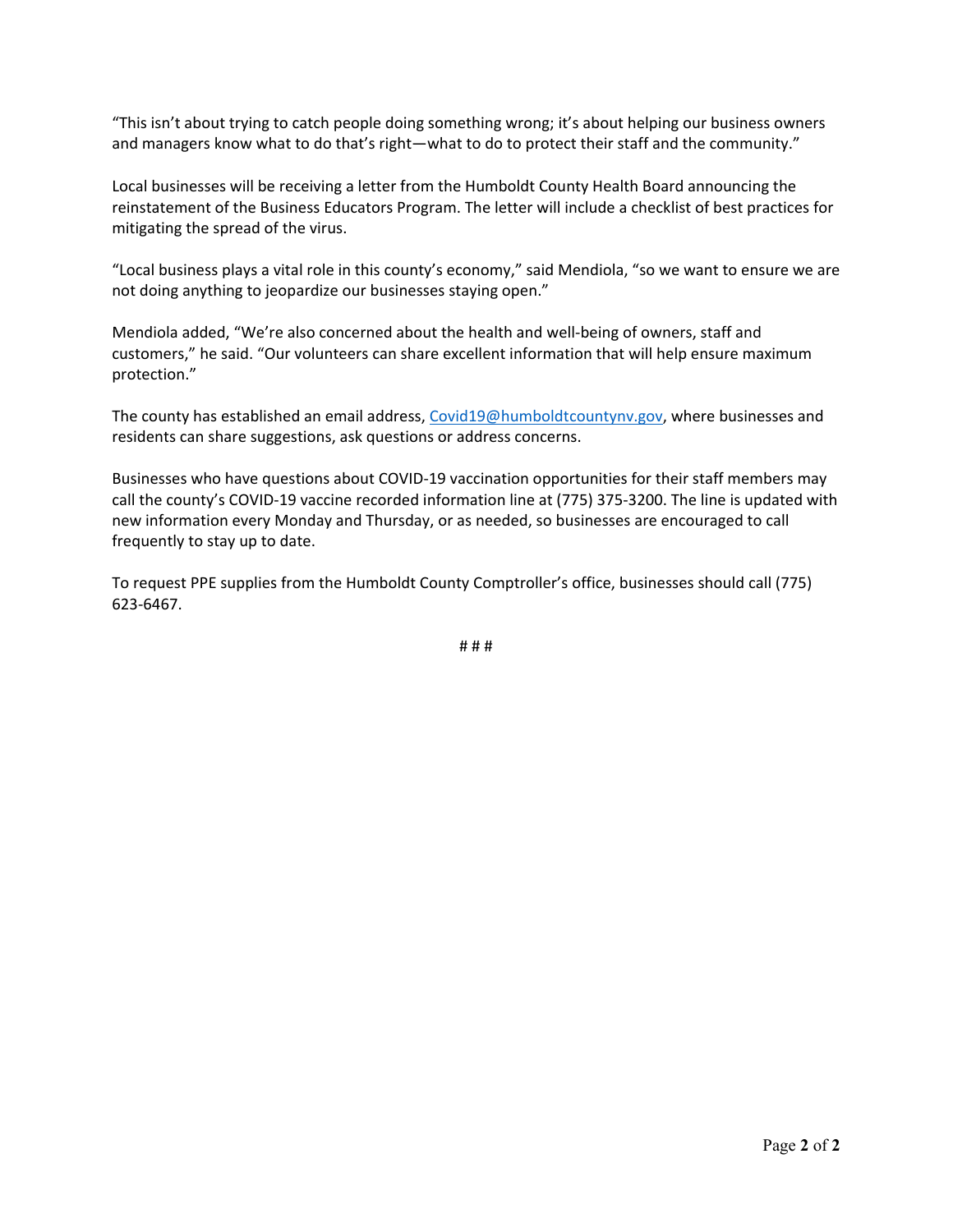"This isn't about trying to catch people doing something wrong; it's about helping our business owners and managers know what to do that's right—what to do to protect their staff and the community."

Local businesses will be receiving a letter from the Humboldt County Health Board announcing the reinstatement of the Business Educators Program. The letter will include a checklist of best practices for mitigating the spread of the virus.

"Local business plays a vital role in this county's economy," said Mendiola, "so we want to ensure we are not doing anything to jeopardize our businesses staying open."

Mendiola added, "We're also concerned about the health and well-being of owners, staff and customers," he said. "Our volunteers can share excellent information that will help ensure maximum protection."

The county has established an email address, Covid19@humboldtcountynv.gov, where businesses and residents can share suggestions, ask questions or address concerns.

Businesses who have questions about COVID-19 vaccination opportunities for their staff members may call the county's COVID-19 vaccine recorded information line at (775) 375-3200. The line is updated with new information every Monday and Thursday, or as needed, so businesses are encouraged to call frequently to stay up to date.

To request PPE supplies from the Humboldt County Comptroller's office, businesses should call (775) 623-6467.

# # #